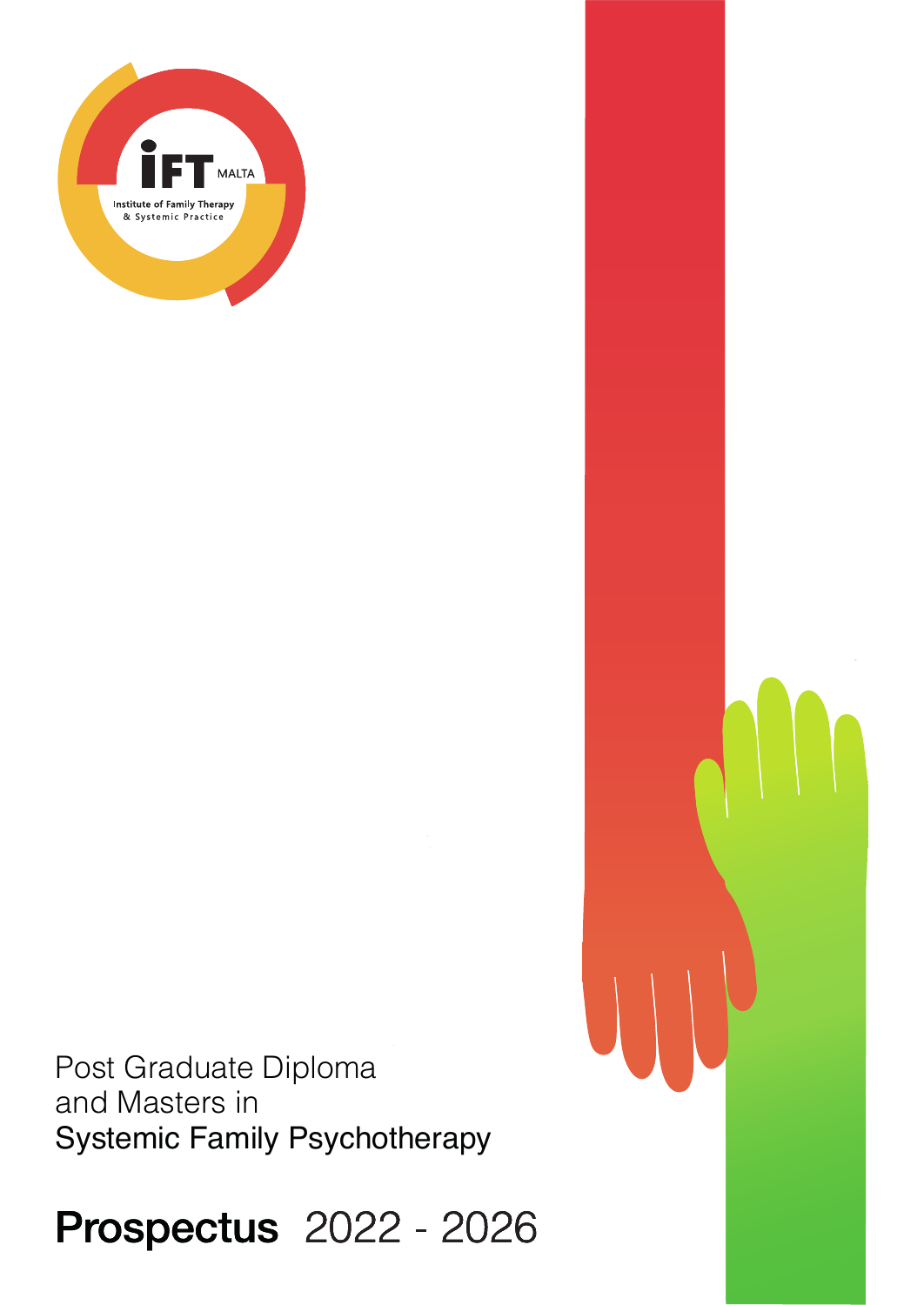iFT MALTA

Institute of Family Therapy & Systemic Practice

Post Graduate Diploma and Masters in Systemic Family Psychotherapy

# Prospectus 2022 - 2026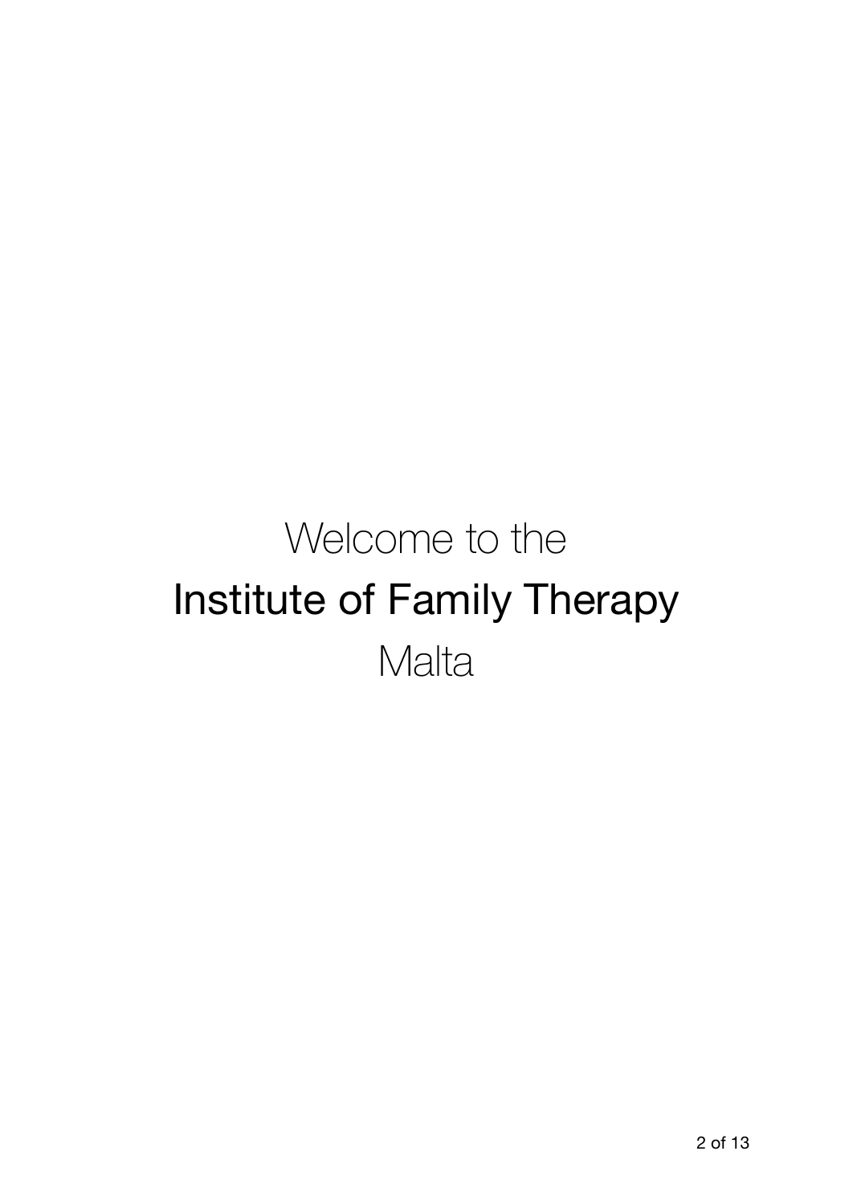Welcome to the

# Institute of Family Therapy

Malta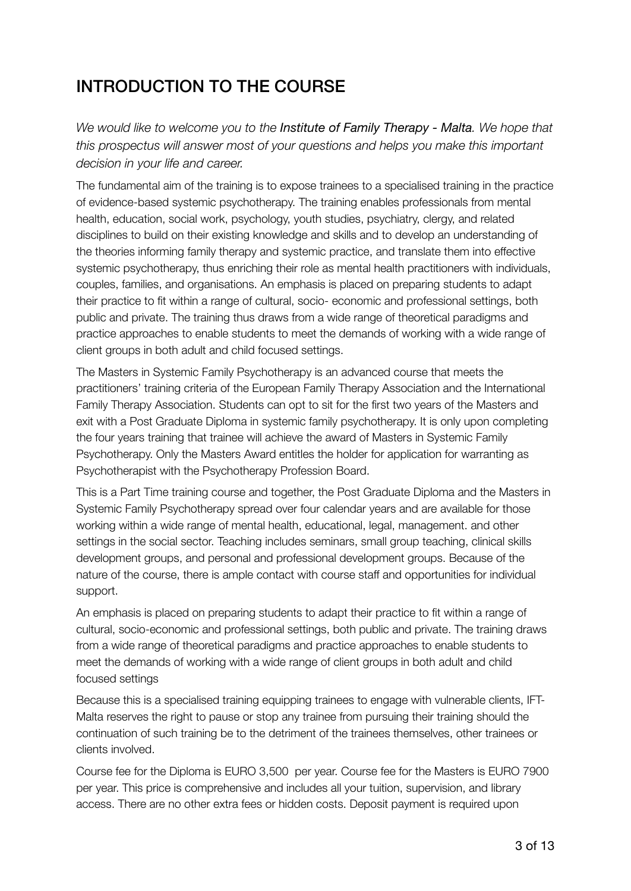# INTRODUCTION TO THE COURSE

*We would like to welcome you to the* ***Institute of Family Therapy - Malta****. We hope that this prospectus will answer most of your questions and helps you make this important decision in your life and career.*

The fundamental aim of the training is to expose trainees to a specialised training in the practice of evidence-based systemic psychotherapy. The training enables professionals from mental health, education, social work, psychology, youth studies, psychiatry, clergy, and related disciplines to build on their existing knowledge and skills and to develop an understanding of the theories informing family therapy and systemic practice, and translate them into effective systemic psychotherapy, thus enriching their role as mental health practitioners with individuals, couples, families, and organisations. An emphasis is placed on preparing students to adapt their practice to fit within a range of cultural, socio- economic and professional settings, both public and private. The training thus draws from a wide range of theoretical paradigms and practice approaches to enable students to meet the demands of working with a wide range of client groups in both adult and child focused settings.

The Masters in Systemic Family Psychotherapy is an advanced course that meets the practitioners' training criteria of the European Family Therapy Association and the International Family Therapy Association. Students can opt to sit for the first two years of the Masters and exit with a Post Graduate Diploma in systemic family psychotherapy. It is only upon completing the four years training that trainee will achieve the award of Masters in Systemic Family Psychotherapy. Only the Masters Award entitles the holder for application for warranting as Psychotherapist with the Psychotherapy Profession Board.

This is a Part Time training course and together, the Post Graduate Diploma and the Masters in Systemic Family Psychotherapy spread over four calendar years and are available for those working within a wide range of mental health, educational, legal, management. and other settings in the social sector. Teaching includes seminars, small group teaching, clinical skills development groups, and personal and professional development groups. Because of the nature of the course, there is ample contact with course staff and opportunities for individual support.

An emphasis is placed on preparing students to adapt their practice to fit within a range of cultural, socio-economic and professional settings, both public and private. The training draws from a wide range of theoretical paradigms and practice approaches to enable students to meet the demands of working with a wide range of client groups in both adult and child focused settings

Because this is a specialised training equipping trainees to engage with vulnerable clients, IFT-Malta reserves the right to pause or stop any trainee from pursuing their training should the continuation of such training be to the detriment of the trainees themselves, other trainees or clients involved.

Course fee for the Diploma is EURO 3,500 per year. Course fee for the Masters is EURO 7900 per year. This price is comprehensive and includes all your tuition, supervision, and library access. There are no other extra fees or hidden costs. Deposit payment is required upon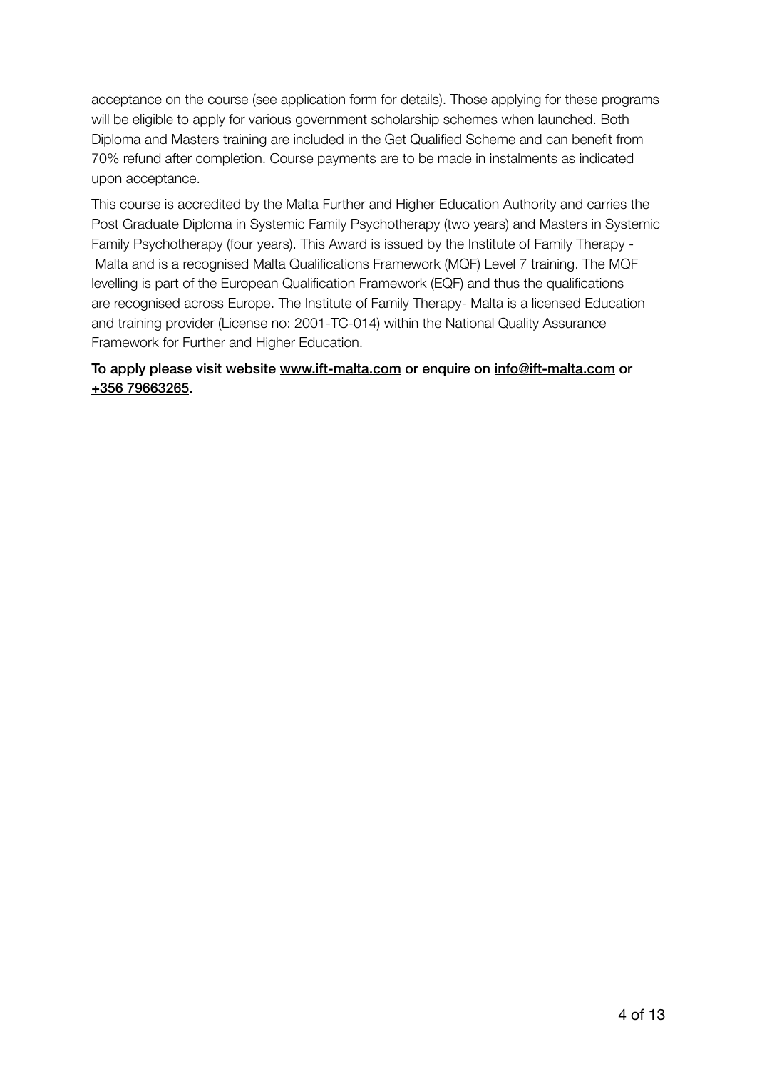acceptance on the course (see application form for details). Those applying for these programs will be eligible to apply for various government scholarship schemes when launched. Both Diploma and Masters training are included in the Get Qualified Scheme and can benefit from 70% refund after completion. Course payments are to be made in instalments as indicated upon acceptance.

This course is accredited by the Malta Further and Higher Education Authority and carries the Post Graduate Diploma in Systemic Family Psychotherapy (two years) and Masters in Systemic Family Psychotherapy (four years). This Award is issued by the Institute of Family Therapy - Malta and is a recognised Malta Qualifications Framework (MQF) Level 7 training. The MQF levelling is part of the European Qualification Framework (EQF) and thus the qualifications are recognised across Europe. The Institute of Family Therapy- Malta is a licensed Education and training provider (License no: 2001-TC-014) within the National Quality Assurance Framework for Further and Higher Education.

**To apply please visit website [www.ift-malta.com](http://www.ift-malta.com) or enquire on [info@ift-malta.com](mailto:info@ift-malta.com) or [+356 79663265](tel:+35679663265).**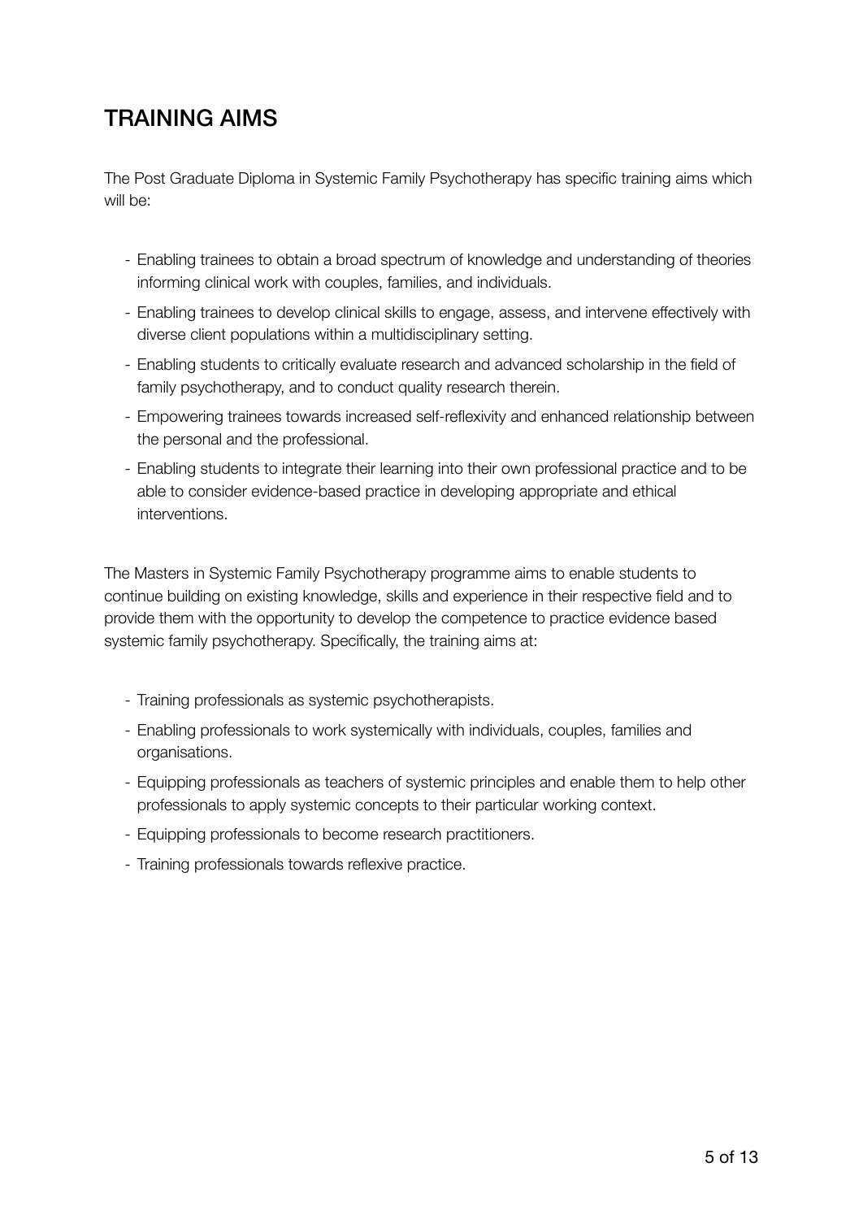# TRAINING AIMS

The Post Graduate Diploma in Systemic Family Psychotherapy has specific training aims which will be:

- Enabling trainees to obtain a broad spectrum of knowledge and understanding of theories informing clinical work with couples, families, and individuals.
- Enabling trainees to develop clinical skills to engage, assess, and intervene effectively with diverse client populations within a multidisciplinary setting.
- Enabling students to critically evaluate research and advanced scholarship in the field of family psychotherapy, and to conduct quality research therein.
- Empowering trainees towards increased self-reflexivity and enhanced relationship between the personal and the professional.
- Enabling students to integrate their learning into their own professional practice and to be able to consider evidence-based practice in developing appropriate and ethical interventions.

The Masters in Systemic Family Psychotherapy programme aims to enable students to continue building on existing knowledge, skills and experience in their respective field and to provide them with the opportunity to develop the competence to practice evidence based systemic family psychotherapy. Specifically, the training aims at:

- Training professionals as systemic psychotherapists.
- Enabling professionals to work systemically with individuals, couples, families and organisations.
- Equipping professionals as teachers of systemic principles and enable them to help other professionals to apply systemic concepts to their particular working context.
- Equipping professionals to become research practitioners.
- Training professionals towards reflexive practice.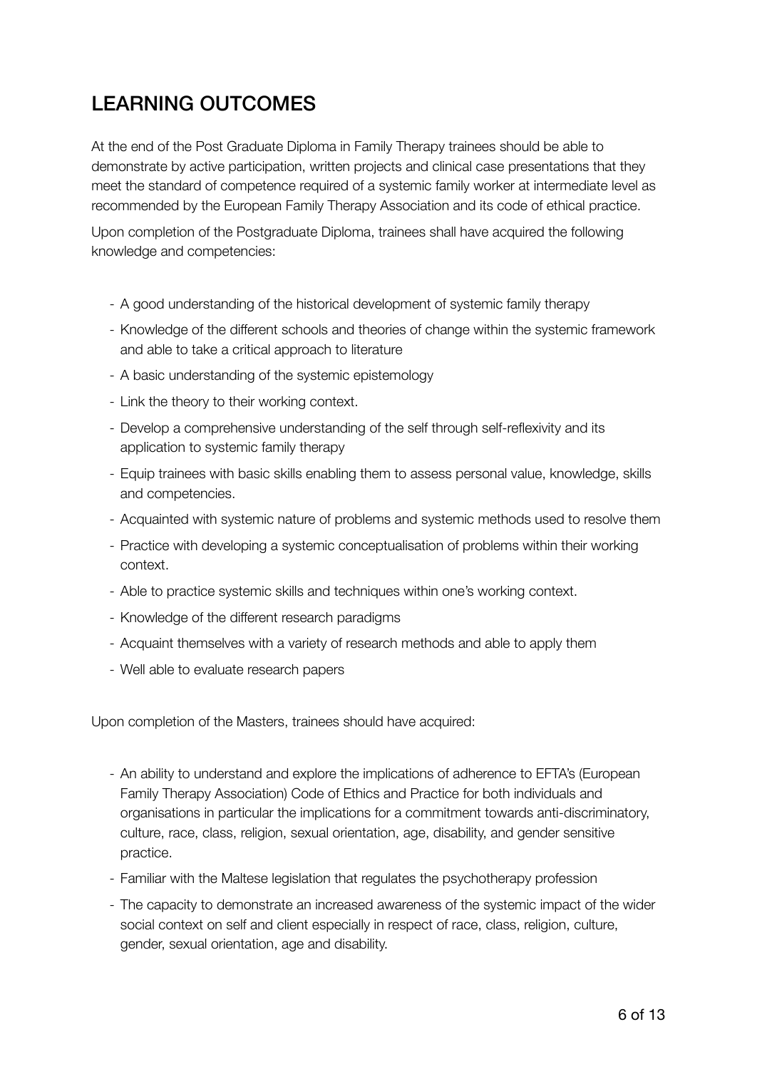## LEARNING OUTCOMES

At the end of the Post Graduate Diploma in Family Therapy trainees should be able to demonstrate by active participation, written projects and clinical case presentations that they meet the standard of competence required of a systemic family worker at intermediate level as recommended by the European Family Therapy Association and its code of ethical practice.

Upon completion of the Postgraduate Diploma, trainees shall have acquired the following knowledge and competencies:

- A good understanding of the historical development of systemic family therapy
- Knowledge of the different schools and theories of change within the systemic framework and able to take a critical approach to literature
- A basic understanding of the systemic epistemology
- Link the theory to their working context.
- Develop a comprehensive understanding of the self through self-reflexivity and its application to systemic family therapy
- Equip trainees with basic skills enabling them to assess personal value, knowledge, skills and competencies.
- Acquainted with systemic nature of problems and systemic methods used to resolve them
- Practice with developing a systemic conceptualisation of problems within their working context.
- Able to practice systemic skills and techniques within one's working context.
- Knowledge of the different research paradigms
- Acquaint themselves with a variety of research methods and able to apply them
- Well able to evaluate research papers

Upon completion of the Masters, trainees should have acquired:

- An ability to understand and explore the implications of adherence to EFTA's (European Family Therapy Association) Code of Ethics and Practice for both individuals and organisations in particular the implications for a commitment towards anti-discriminatory, culture, race, class, religion, sexual orientation, age, disability, and gender sensitive practice.
- Familiar with the Maltese legislation that regulates the psychotherapy profession
- The capacity to demonstrate an increased awareness of the systemic impact of the wider social context on self and client especially in respect of race, class, religion, culture, gender, sexual orientation, age and disability.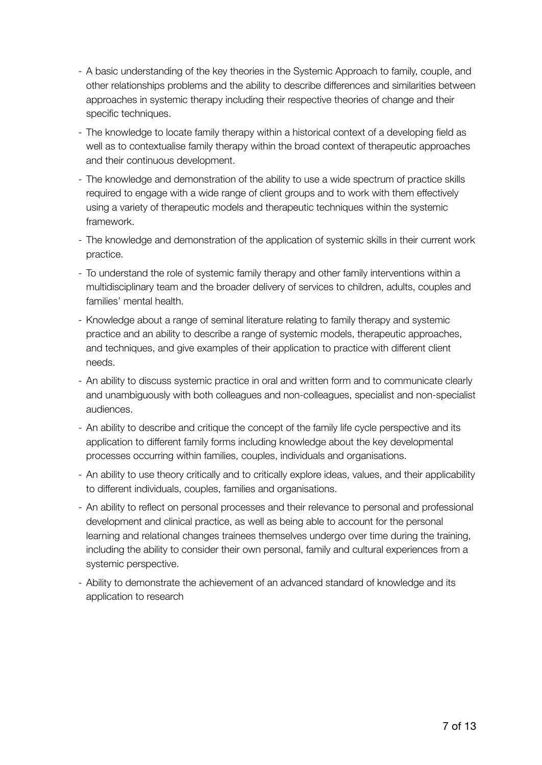- A basic understanding of the key theories in the Systemic Approach to family, couple, and other relationships problems and the ability to describe differences and similarities between approaches in systemic therapy including their respective theories of change and their specific techniques.
- The knowledge to locate family therapy within a historical context of a developing field as well as to contextualise family therapy within the broad context of therapeutic approaches and their continuous development.
- The knowledge and demonstration of the ability to use a wide spectrum of practice skills required to engage with a wide range of client groups and to work with them effectively using a variety of therapeutic models and therapeutic techniques within the systemic framework.
- The knowledge and demonstration of the application of systemic skills in their current work practice.
- To understand the role of systemic family therapy and other family interventions within a multidisciplinary team and the broader delivery of services to children, adults, couples and families' mental health.
- Knowledge about a range of seminal literature relating to family therapy and systemic practice and an ability to describe a range of systemic models, therapeutic approaches, and techniques, and give examples of their application to practice with different client needs.
- An ability to discuss systemic practice in oral and written form and to communicate clearly and unambiguously with both colleagues and non-colleagues, specialist and non-specialist audiences.
- An ability to describe and critique the concept of the family life cycle perspective and its application to different family forms including knowledge about the key developmental processes occurring within families, couples, individuals and organisations.
- An ability to use theory critically and to critically explore ideas, values, and their applicability to different individuals, couples, families and organisations.
- An ability to reflect on personal processes and their relevance to personal and professional development and clinical practice, as well as being able to account for the personal learning and relational changes trainees themselves undergo over time during the training, including the ability to consider their own personal, family and cultural experiences from a systemic perspective.
- Ability to demonstrate the achievement of an advanced standard of knowledge and its application to research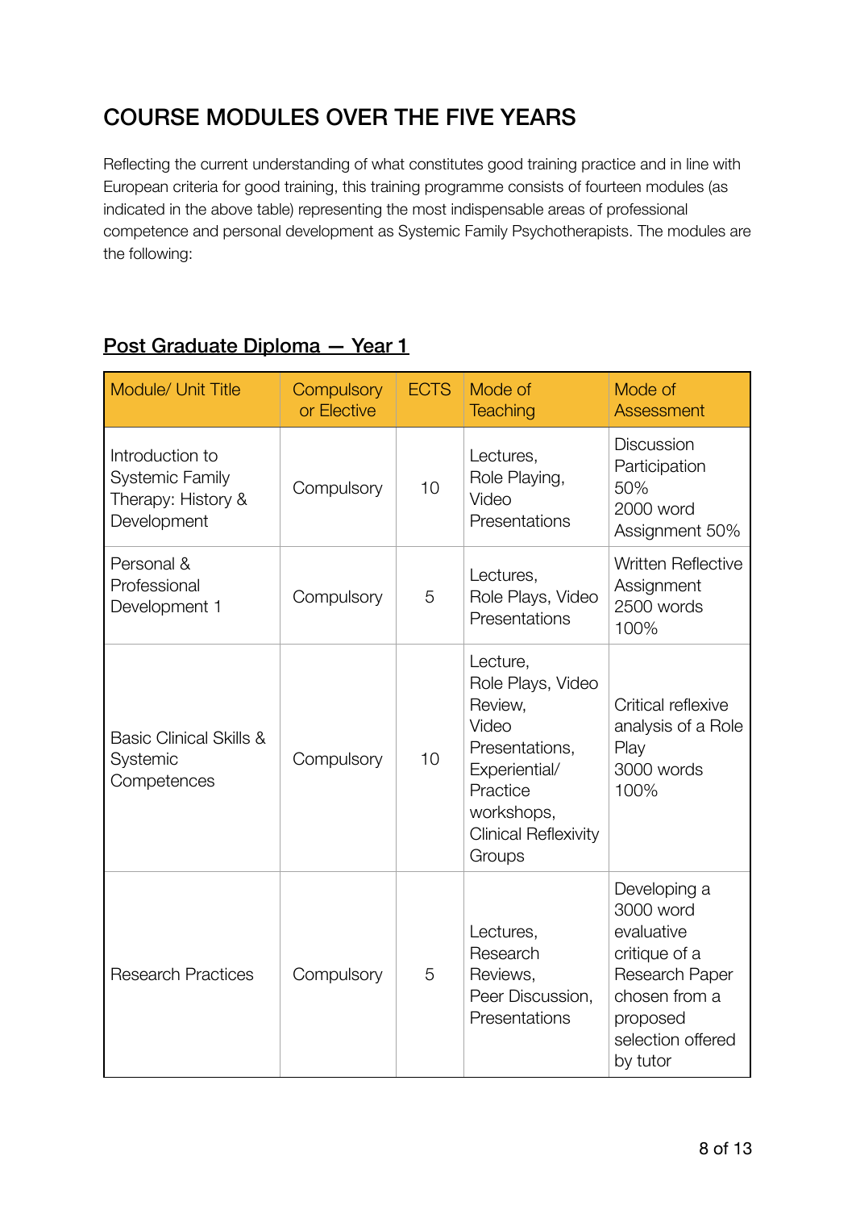# COURSE MODULES OVER THE FIVE YEARS

Reflecting the current understanding of what constitutes good training practice and in line with European criteria for good training, this training programme consists of fourteen modules (as indicated in the above table) representing the most indispensable areas of professional competence and personal development as Systemic Family Psychotherapists. The modules are the following:

## Post Graduate Diploma — Year 1

| Module/ Unit Title | Compulsory or Elective | ECTS | Mode of Teaching | Mode of Assessment |
|---|---|---|---|---|
| Introduction to Systemic Family Therapy: History & Development | Compulsory | 10 | Lectures, Role Playing, Video Presentations | Discussion Participation 50% 2000 word Assignment 50% |
| Personal & Professional Development 1 | Compulsory | 5 | Lectures, Role Plays, Video Presentations | Written Reflective Assignment 2500 words 100% |
| Basic Clinical Skills & Systemic Competences | Compulsory | 10 | Lecture, Role Plays, Video Review, Video Presentations, Experiential/ Practice workshops, Clinical Reflexivity Groups | Critical reflexive analysis of a Role Play 3000 words 100% |
| Research Practices | Compulsory | 5 | Lectures, Research Reviews, Peer Discussion, Presentations | Developing a 3000 word evaluative critique of a Research Paper chosen from a proposed selection offered by tutor |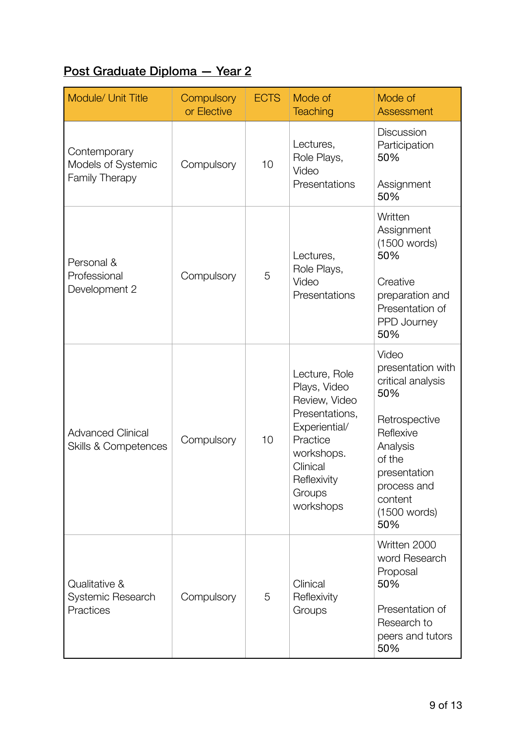## Post Graduate Diploma — Year 2

| Module/ Unit Title | Compulsory or Elective | ECTS | Mode of Teaching | Mode of Assessment |
|---|---|---|---|---|
| Contemporary Models of Systemic Family Therapy | Compulsory | 10 | Lectures, Role Plays, Video Presentations | Discussion Participation 50%<br><br>Assignment 50% |
| Personal & Professional Development 2 | Compulsory | 5 | Lectures, Role Plays, Video Presentations | Written Assignment (1500 words) 50%<br><br>Creative preparation and Presentation of PPD Journey 50% |
| Advanced Clinical Skills & Competences | Compulsory | 10 | Lecture, Role Plays, Video Review, Video Presentations, Experiential/ Practice workshops. Clinical Reflexivity Groups workshops | Video presentation with critical analysis 50%<br><br>Retrospective Reflexive Analysis of the presentation process and content (1500 words) 50% |
| Qualitative & Systemic Research Practices | Compulsory | 5 | Clinical Reflexivity Groups | Written 2000 word Research Proposal 50%<br><br>Presentation of Research to peers and tutors 50% |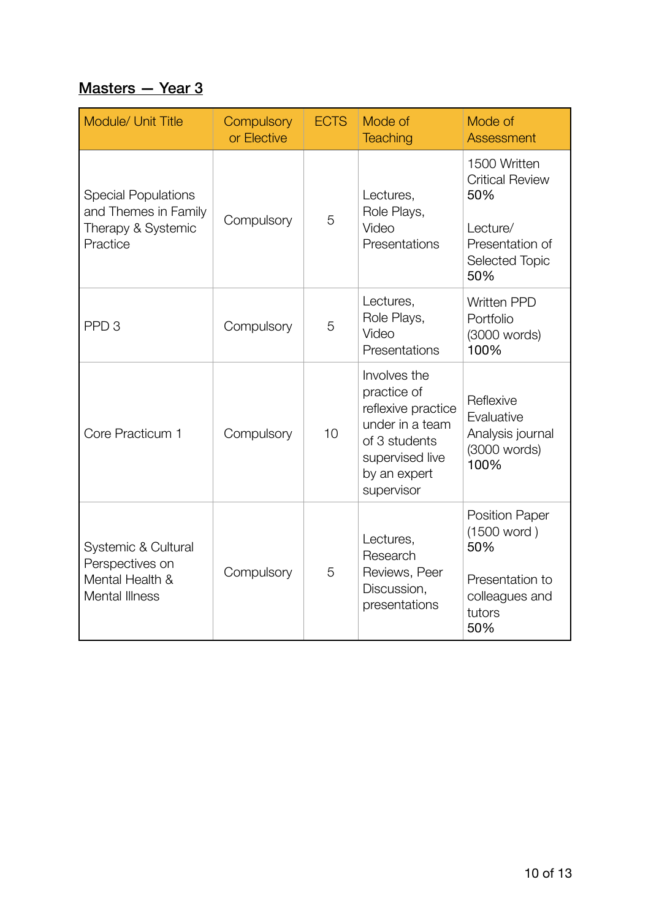## <u>Masters — Year 3</u>

| Module/ Unit Title | Compulsory or Elective | ECTS | Mode of Teaching | Mode of Assessment |
|---|---|---|---|---|
| Special Populations and Themes in Family Therapy & Systemic Practice | Compulsory | 5 | Lectures, Role Plays, Video Presentations | 1500 Written Critical Review 50%<br><br>Lecture/ Presentation of Selected Topic 50% |
| PPD 3 | Compulsory | 5 | Lectures, Role Plays, Video Presentations | Written PPD Portfolio (3000 words) 100% |
| Core Practicum 1 | Compulsory | 10 | Involves the practice of reflexive practice under in a team of 3 students supervised live by an expert supervisor | Reflexive Evaluative Analysis journal (3000 words) 100% |
| Systemic & Cultural Perspectives on Mental Health & Mental Illness | Compulsory | 5 | Lectures, Research Reviews, Peer Discussion, presentations | Position Paper (1500 word ) 50%<br><br>Presentation to colleagues and tutors 50% |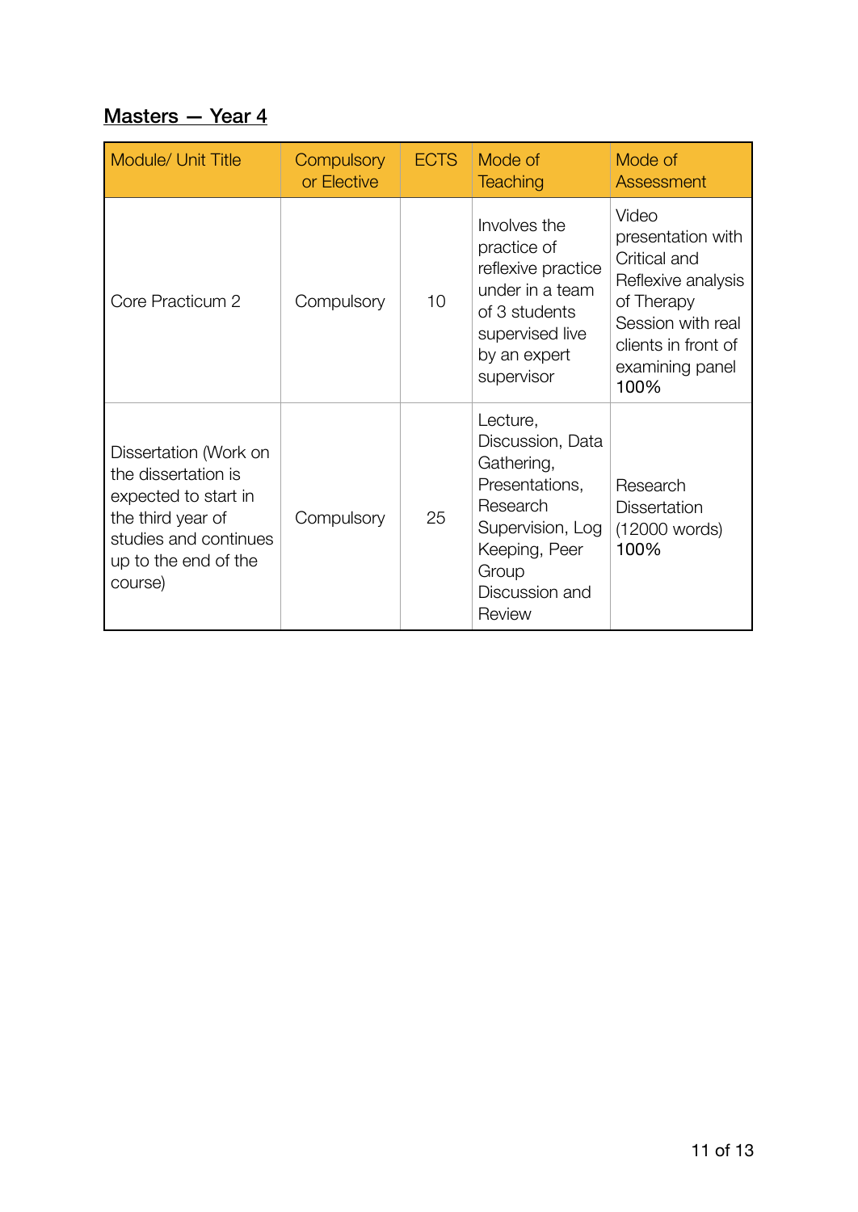**<u>Masters — Year 4</u>**

| Module/ Unit Title | Compulsory or Elective | ECTS | Mode of Teaching | Mode of Assessment |
| --- | --- | --- | --- | --- |
| Core Practicum 2 | Compulsory | 10 | Involves the practice of reflexive practice under in a team of 3 students supervised live by an expert supervisor | Video presentation with Critical and Reflexive analysis of Therapy Session with real clients in front of examining panel 100% |
| Dissertation (Work on the dissertation is expected to start in the third year of studies and continues up to the end of the course) | Compulsory | 25 | Lecture, Discussion, Data Gathering, Presentations, Research Supervision, Log Keeping, Peer Group Discussion and Review | Research Dissertation (12000 words) 100% |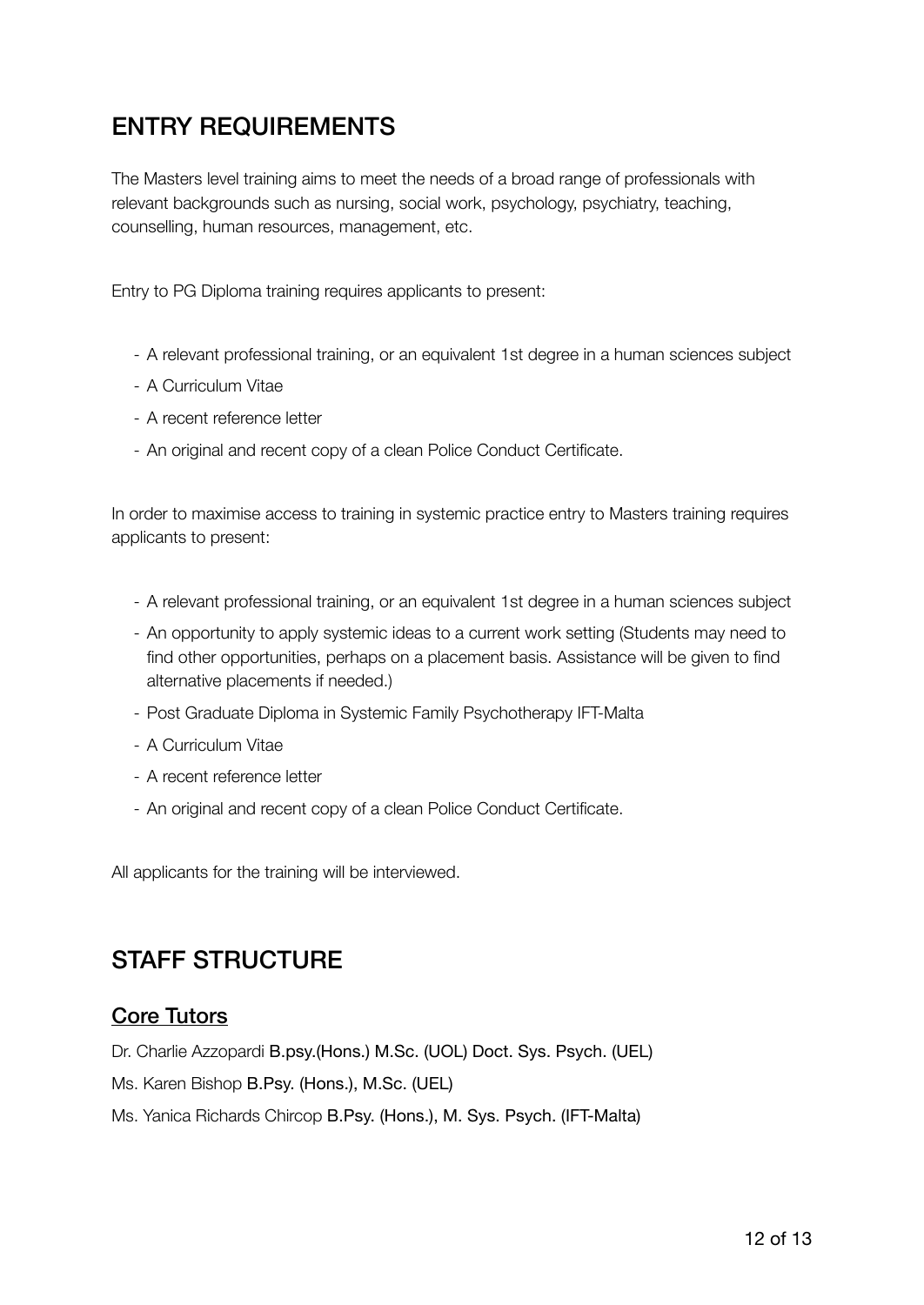## ENTRY REQUIREMENTS

The Masters level training aims to meet the needs of a broad range of professionals with relevant backgrounds such as nursing, social work, psychology, psychiatry, teaching, counselling, human resources, management, etc.

Entry to PG Diploma training requires applicants to present:

- A relevant professional training, or an equivalent 1st degree in a human sciences subject
- A Curriculum Vitae
- A recent reference letter
- An original and recent copy of a clean Police Conduct Certificate.

In order to maximise access to training in systemic practice entry to Masters training requires applicants to present:

- A relevant professional training, or an equivalent 1st degree in a human sciences subject
- An opportunity to apply systemic ideas to a current work setting (Students may need to find other opportunities, perhaps on a placement basis. Assistance will be given to find alternative placements if needed.)
- Post Graduate Diploma in Systemic Family Psychotherapy IFT-Malta
- A Curriculum Vitae
- A recent reference letter
- An original and recent copy of a clean Police Conduct Certificate.

All applicants for the training will be interviewed.

## STAFF STRUCTURE

### Core Tutors

Dr. Charlie Azzopardi B.psy.(Hons.) M.Sc. (UOL) Doct. Sys. Psych. (UEL)

Ms. Karen Bishop B.Psy. (Hons.), M.Sc. (UEL)

Ms. Yanica Richards Chircop B.Psy. (Hons.), M. Sys. Psych. (IFT-Malta)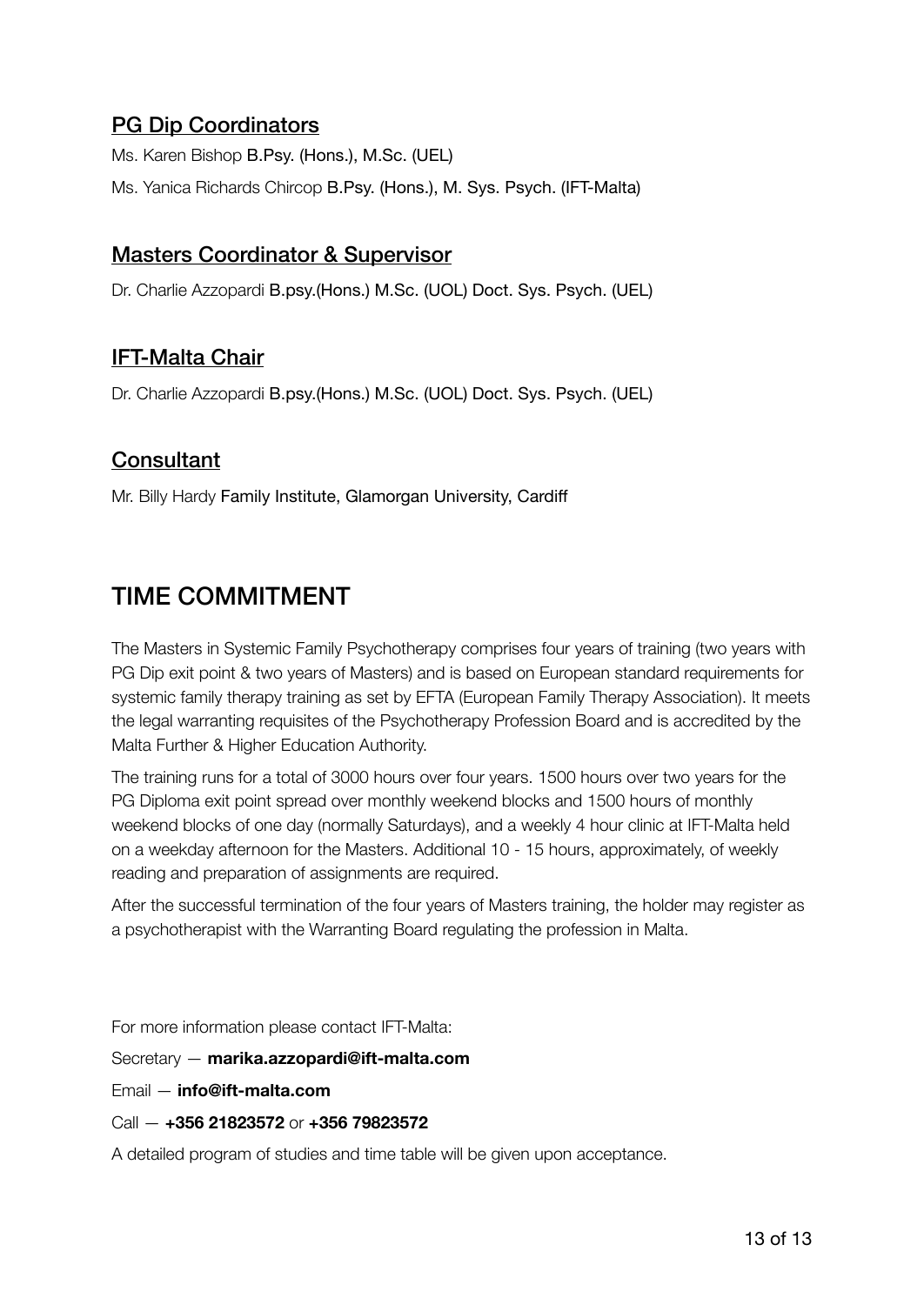### PG Dip Coordinators

Ms. Karen Bishop B.Psy. (Hons.), M.Sc. (UEL)

Ms. Yanica Richards Chircop B.Psy. (Hons.), M. Sys. Psych. (IFT-Malta)

### Masters Coordinator & Supervisor

Dr. Charlie Azzopardi B.psy.(Hons.) M.Sc. (UOL) Doct. Sys. Psych. (UEL)

### IFT-Malta Chair

Dr. Charlie Azzopardi B.psy.(Hons.) M.Sc. (UOL) Doct. Sys. Psych. (UEL)

### Consultant

Mr. Billy Hardy Family Institute, Glamorgan University, Cardiff

## TIME COMMITMENT

The Masters in Systemic Family Psychotherapy comprises four years of training (two years with PG Dip exit point & two years of Masters) and is based on European standard requirements for systemic family therapy training as set by EFTA (European Family Therapy Association). It meets the legal warranting requisites of the Psychotherapy Profession Board and is accredited by the Malta Further & Higher Education Authority.

The training runs for a total of 3000 hours over four years. 1500 hours over two years for the PG Diploma exit point spread over monthly weekend blocks and 1500 hours of monthly weekend blocks of one day (normally Saturdays), and a weekly 4 hour clinic at IFT-Malta held on a weekday afternoon for the Masters. Additional 10 - 15 hours, approximately, of weekly reading and preparation of assignments are required.

After the successful termination of the four years of Masters training, the holder may register as a psychotherapist with the Warranting Board regulating the profession in Malta.

For more information please contact IFT-Malta:

Secretary — **marika.azzopardi@ift-malta.com**

Email — **info@ift-malta.com**

Call — **+356 21823572** or **+356 79823572**

A detailed program of studies and time table will be given upon acceptance.